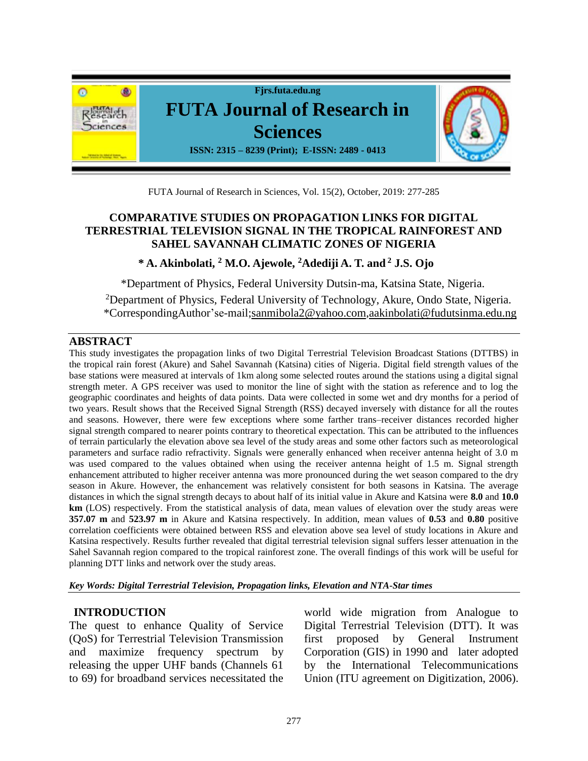Fjrs.futa.edu.ng

# FUTA Journal of Research in Sciences

**ISSN: 2315 – 8239 (Print); E-ISSN: 2489 - 0413**

FUTA Journal of Research in Sciences, Vol. 15(2), October, 2019: 277-285

## COMPARATIVE STUDIES ON PROPAGATION LINKS FOR DIGITAL TERRESTRIAL TELEVISION SIGNAL IN THE TROPICAL RAINFOREST AND SAHEL SAVANNAH CLIMATIC ZONES OF NIGERIA

**\* A. Akinbolati, [2] M.O. Ajewole, [2]Adediji A. T. and [2] J.S. Ojo**

\*Department of Physics, Federal University Dutsin-ma, Katsina State, Nigeria.

[2]Department of Physics, Federal University of Technology, Akure, Ondo State, Nigeria.

\*CorrespondingAuthor'se-mail;sanmibola2@yahoo.com,aakinbolati@fudutsinma.edu.ng

## ABSTRACT

This study investigates the propagation links of two Digital Terrestrial Television Broadcast Stations (DTTBS) in the tropical rain forest (Akure) and Sahel Savannah (Katsina) cities of Nigeria. Digital field strength values of the base stations were measured at intervals of 1km along some selected routes around the stations using a digital signal strength meter. A GPS receiver was used to monitor the line of sight with the station as reference and to log the geographic coordinates and heights of data points. Data were collected in some wet and dry months for a period of two years. Result shows that the Received Signal Strength (RSS) decayed inversely with distance for all the routes and seasons. However, there were few exceptions where some farther trans–receiver distances recorded higher signal strength compared to nearer points contrary to theoretical expectation. This can be attributed to the influences of terrain particularly the elevation above sea level of the study areas and some other factors such as meteorological parameters and surface radio refractivity. Signals were generally enhanced when receiver antenna height of 3.0 m was used compared to the values obtained when using the receiver antenna height of 1.5 m. Signal strength enhancement attributed to higher receiver antenna was more pronounced during the wet season compared to the dry season in Akure. However, the enhancement was relatively consistent for both seasons in Katsina. The average distances in which the signal strength decays to about half of its initial value in Akure and Katsina were **8.0** and **10.0 km** (LOS) respectively. From the statistical analysis of data, mean values of elevation over the study areas were **357.07 m** and **523.97 m** in Akure and Katsina respectively. In addition, mean values of **0.53** and **0.80** positive correlation coefficients were obtained between RSS and elevation above sea level of study locations in Akure and Katsina respectively. Results further revealed that digital terrestrial television signal suffers lesser attenuation in the Sahel Savannah region compared to the tropical rainforest zone. The overall findings of this work will be useful for planning DTT links and network over the study areas.

***Key Words: Digital Terrestrial Television, Propagation links, Elevation and NTA-Star times***

## INTRODUCTION

The quest to enhance Quality of Service (QoS) for Terrestrial Television Transmission and maximize frequency spectrum by releasing the upper UHF bands (Channels 61 to 69) for broadband services necessitated the world wide migration from Analogue to Digital Terrestrial Television (DTT). It was first proposed by General Instrument Corporation (GIS) in 1990 and later adopted by the International Telecommunications Union (ITU agreement on Digitization, 2006).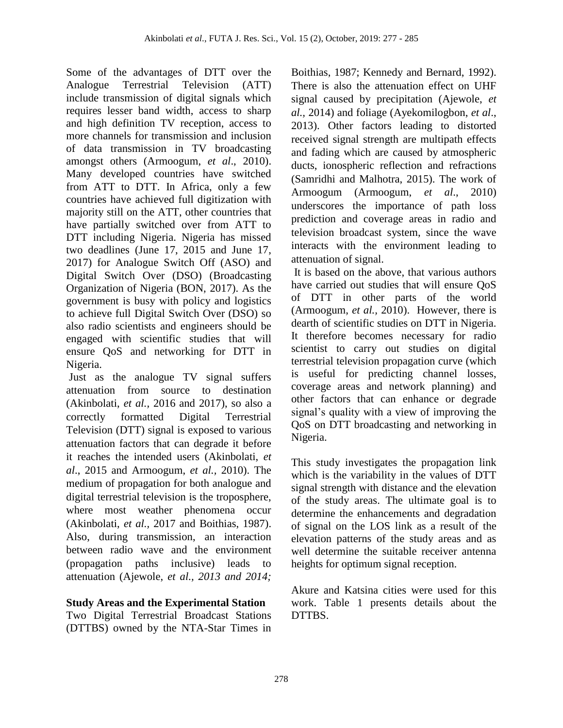Some of the advantages of DTT over the Analogue Terrestrial Television (ATT) include transmission of digital signals which requires lesser band width, access to sharp and high definition TV reception, access to more channels for transmission and inclusion of data transmission in TV broadcasting amongst others (Armoogum, *et al*., 2010). Many developed countries have switched from ATT to DTT. In Africa, only a few countries have achieved full digitization with majority still on the ATT, other countries that have partially switched over from ATT to DTT including Nigeria. Nigeria has missed two deadlines (June 17, 2015 and June 17, 2017) for Analogue Switch Off (ASO) and Digital Switch Over (DSO) (Broadcasting Organization of Nigeria (BON, 2017). As the government is busy with policy and logistics to achieve full Digital Switch Over (DSO) so also radio scientists and engineers should be engaged with scientific studies that will ensure QoS and networking for DTT in Nigeria.

Just as the analogue TV signal suffers attenuation from source to destination (Akinbolati, *et al.,* 2016 and 2017), so also a correctly formatted Digital Terrestrial Television (DTT) signal is exposed to various attenuation factors that can degrade it before it reaches the intended users (Akinbolati, *et al*., 2015 and Armoogum, *et al.,* 2010). The medium of propagation for both analogue and digital terrestrial television is the troposphere, where most weather phenomena occur (Akinbolati, *et al.,* 2017 and Boithias, 1987). Also, during transmission, an interaction between radio wave and the environment (propagation paths inclusive) leads to attenuation (Ajewole, *et al., 2013 and 2014;* Boithias, 1987; Kennedy and Bernard, 1992). There is also the attenuation effect on UHF signal caused by precipitation (Ajewole, *et al.,* 2014) and foliage (Ayekomilogbon, *et al*., 2013). Other factors leading to distorted received signal strength are multipath effects and fading which are caused by atmospheric ducts, ionospheric reflection and refractions (Samridhi and Malhotra, 2015). The work of Armoogum (Armoogum, *et al*., 2010) underscores the importance of path loss prediction and coverage areas in radio and television broadcast system, since the wave interacts with the environment leading to attenuation of signal.

It is based on the above, that various authors have carried out studies that will ensure QoS of DTT in other parts of the world (Armoogum, *et al.,* 2010). However, there is dearth of scientific studies on DTT in Nigeria. It therefore becomes necessary for radio scientist to carry out studies on digital terrestrial television propagation curve (which is useful for predicting channel losses, coverage areas and network planning) and other factors that can enhance or degrade signal's quality with a view of improving the QoS on DTT broadcasting and networking in Nigeria.

This study investigates the propagation link which is the variability in the values of DTT signal strength with distance and the elevation of the study areas. The ultimate goal is to determine the enhancements and degradation of signal on the LOS link as a result of the elevation patterns of the study areas and as well determine the suitable receiver antenna heights for optimum signal reception.

**Study Areas and the Experimental Station**

Two Digital Terrestrial Broadcast Stations (DTTBS) owned by the NTA-Star Times in Akure and Katsina cities were used for this work. Table 1 presents details about the DTTBS.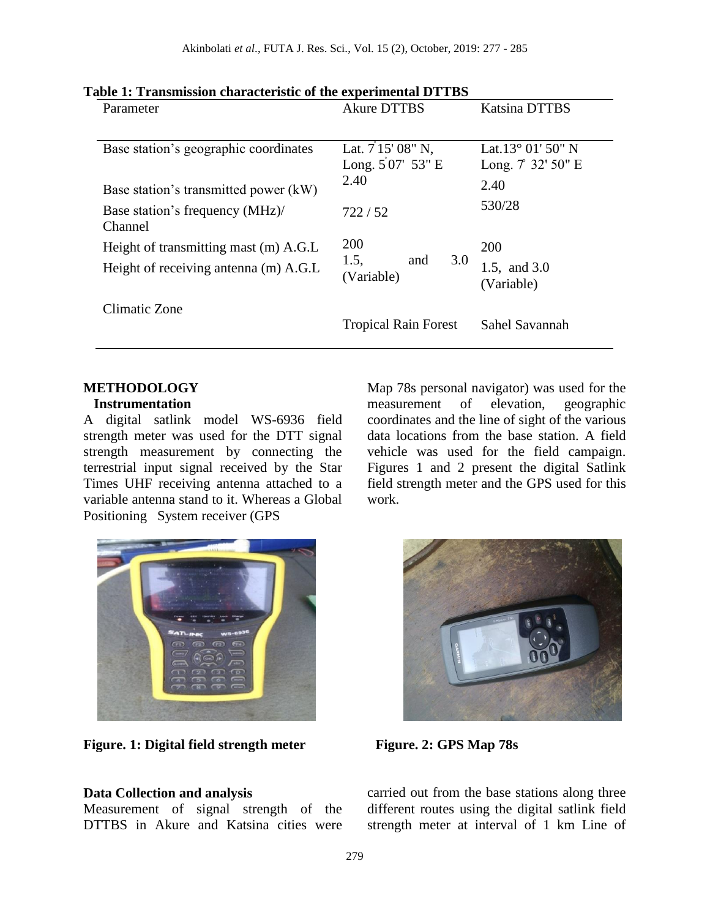**Table 1: Transmission characteristic of the experimental DTTBS**

| Parameter | Akure DTTBS | Katsina DTTBS |
|---|---|---|
| Base station's geographic coordinates | Lat. 7°15' 08" N, Long. 5°07' 53" E | Lat.13° 01' 50" N Long. 7° 32' 50" E |
| Base station's transmitted power (kW) | 2.40 | 2.40 |
| Base station's frequency (MHz)/ Channel | 722 / 52 | 530/28 |
| Height of transmitting mast (m) A.G.L | 200 | 200 |
| Height of receiving antenna (m) A.G.L | 1.5, and 3.0 (Variable) | 1.5, and 3.0 (Variable) |
| Climatic Zone | Tropical Rain Forest | Sahel Savannah |

## METHODOLOGY

### Instrumentation

A digital satlink model WS-6936 field strength meter was used for the DTT signal strength measurement by connecting the terrestrial input signal received by the Star Times UHF receiving antenna attached to a variable antenna stand to it. Whereas a Global Positioning System receiver (GPS Map 78s personal navigator) was used for the measurement of elevation, geographic coordinates and the line of sight of the various data locations from the base station. A field vehicle was used for the field campaign. Figures 1 and 2 present the digital Satlink field strength meter and the GPS used for this work.

**Figure. 1: Digital field strength meter**

**Figure. 2: GPS Map 78s**

### Data Collection and analysis

Measurement of signal strength of the DTTBS in Akure and Katsina cities were carried out from the base stations along three different routes using the digital satlink field strength meter at interval of 1 km Line of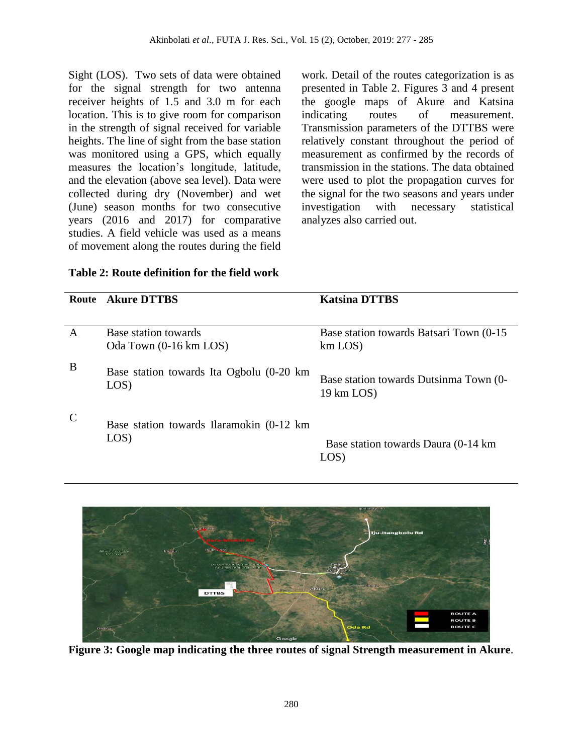Sight (LOS). Two sets of data were obtained for the signal strength for two antenna receiver heights of 1.5 and 3.0 m for each location. This is to give room for comparison in the strength of signal received for variable heights. The line of sight from the base station was monitored using a GPS, which equally measures the location's longitude, latitude, and the elevation (above sea level). Data were collected during dry (November) and wet (June) season months for two consecutive years (2016 and 2017) for comparative studies. A field vehicle was used as a means of movement along the routes during the field work. Detail of the routes categorization is as presented in Table 2. Figures 3 and 4 present the google maps of Akure and Katsina indicating routes of measurement. Transmission parameters of the DTTBS were relatively constant throughout the period of measurement as confirmed by the records of transmission in the stations. The data obtained were used to plot the propagation curves for the signal for the two seasons and years under investigation with necessary statistical analyzes also carried out.

**Table 2: Route definition for the field work**

| Route | Akure DTTBS | Katsina DTTBS |
|---|---|---|
| A | Base station towards Oda Town (0-16 km LOS) | Base station towards Batsari Town (0-15 km LOS) |
| B | Base station towards Ita Ogbolu (0-20 km LOS) | Base station towards Dutsinma Town (0-19 km LOS) |
| C | Base station towards Ilaramokin (0-12 km LOS) | Base station towards Daura (0-14 km LOS) |

**Figure 3: Google map indicating the three routes of signal Strength measurement in Akure**.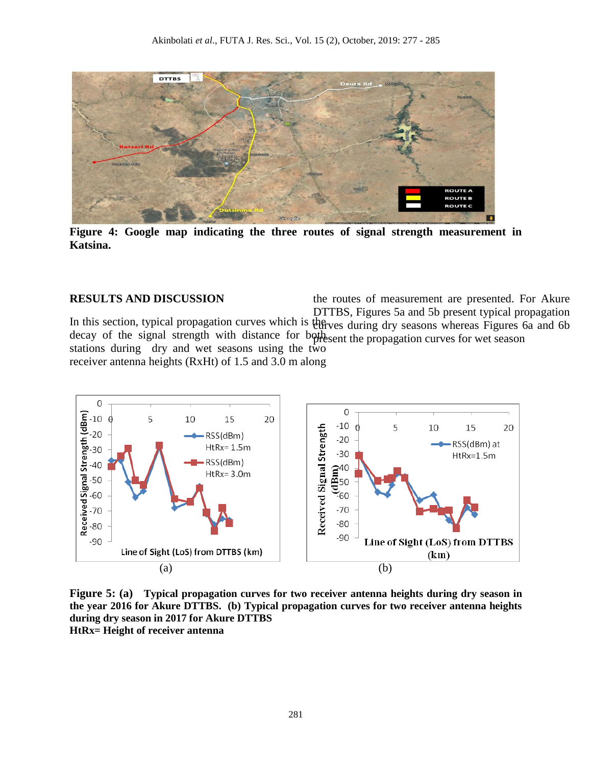**Figure 4: Google map indicating the three routes of signal strength measurement in Katsina.**

## RESULTS AND DISCUSSION

In this section, typical propagation curves which is the decay of the signal strength with distance for both stations during dry and wet seasons using the two receiver antenna heights (RxHt) of 1.5 and 3.0 m along the routes of measurement are presented. For Akure DTTBS, Figures 5a and 5b present typical propagation curves during dry seasons whereas Figures 6a and 6b present the propagation curves for wet season

**Figure 5: (a) Typical propagation curves for two receiver antenna heights during dry season in the year 2016 for Akure DTTBS. (b) Typical propagation curves for two receiver antenna heights during dry season in 2017 for Akure DTTBS**
**HtRx= Height of receiver antenna**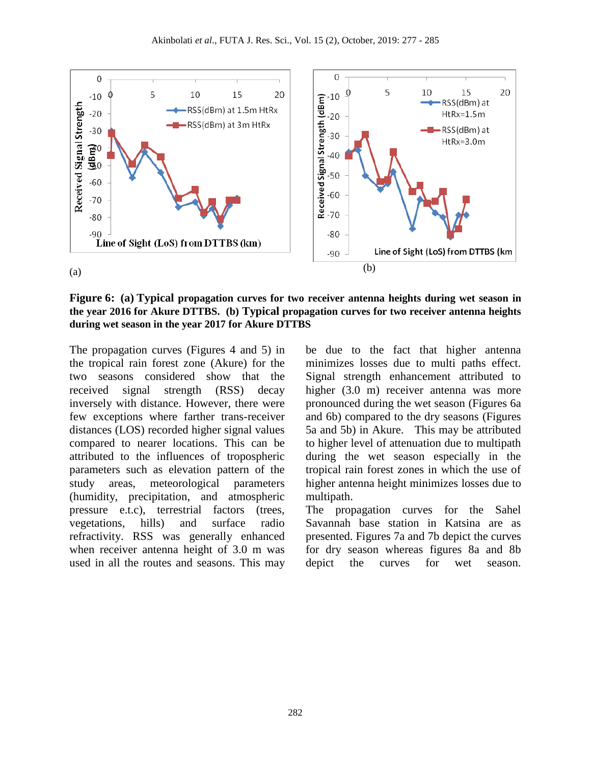**Figure 6: (a) Typical propagation curves for two receiver antenna heights during wet season in the year 2016 for Akure DTTBS. (b) Typical propagation curves for two receiver antenna heights during wet season in the year 2017 for Akure DTTBS**

The propagation curves (Figures 4 and 5) in the tropical rain forest zone (Akure) for the two seasons considered show that the received signal strength (RSS) decay inversely with distance. However, there were few exceptions where farther trans-receiver distances (LOS) recorded higher signal values compared to nearer locations. This can be attributed to the influences of tropospheric parameters such as elevation pattern of the study areas, meteorological parameters (humidity, precipitation, and atmospheric pressure e.t.c), terrestrial factors (trees, vegetations, hills) and surface radio refractivity. RSS was generally enhanced when receiver antenna height of 3.0 m was used in all the routes and seasons. This may be due to the fact that higher antenna minimizes losses due to multi paths effect. Signal strength enhancement attributed to higher (3.0 m) receiver antenna was more pronounced during the wet season (Figures 6a and 6b) compared to the dry seasons (Figures 5a and 5b) in Akure. This may be attributed to higher level of attenuation due to multipath during the wet season especially in the tropical rain forest zones in which the use of higher antenna height minimizes losses due to multipath.

The propagation curves for the Sahel Savannah base station in Katsina are as presented. Figures 7a and 7b depict the curves for dry season whereas figures 8a and 8b depict the curves for wet season.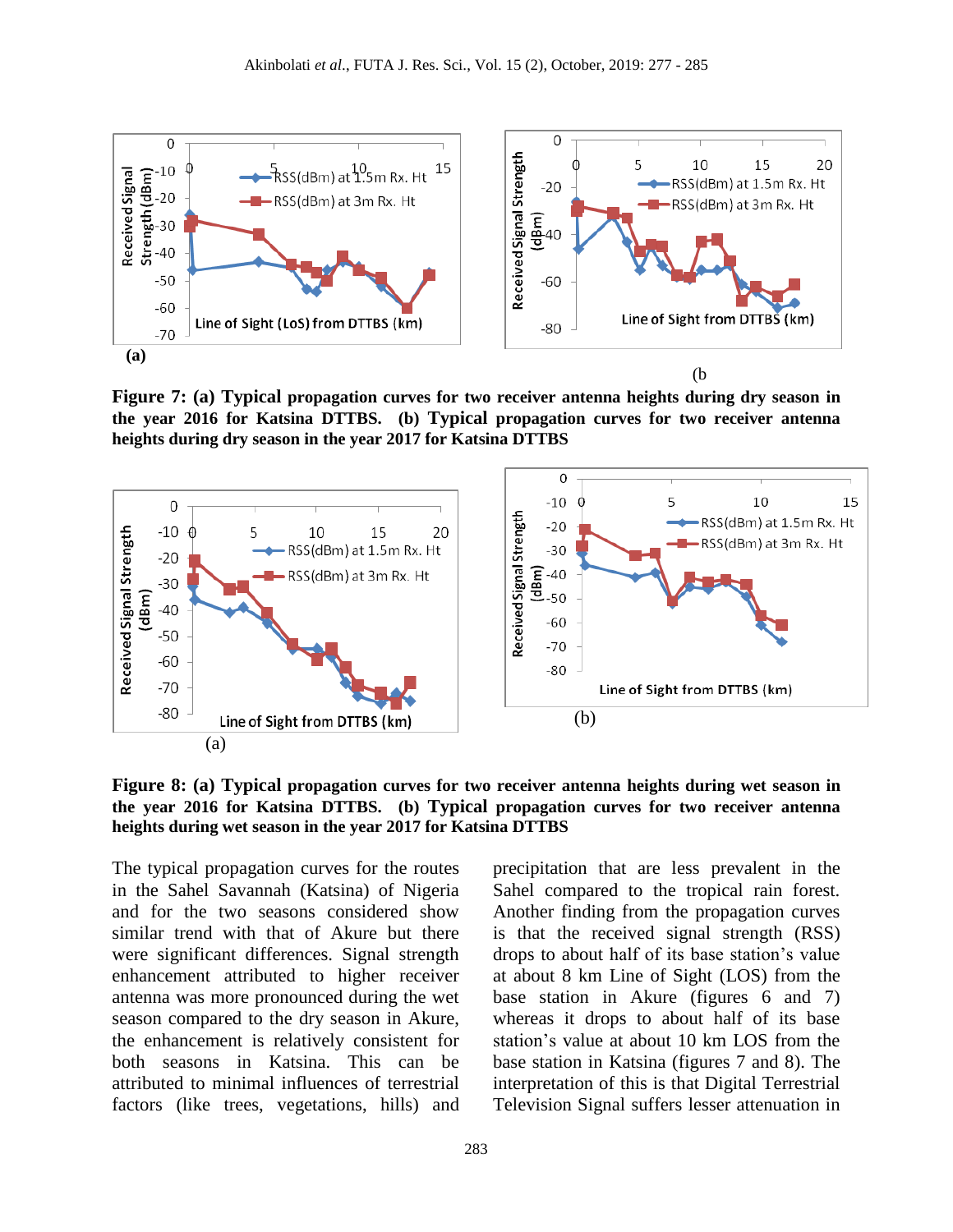**Figure 7: (a) Typical propagation curves for two receiver antenna heights during dry season in the year 2016 for Katsina DTTBS. (b) Typical propagation curves for two receiver antenna heights during dry season in the year 2017 for Katsina DTTBS**

**Figure 8: (a) Typical propagation curves for two receiver antenna heights during wet season in the year 2016 for Katsina DTTBS. (b) Typical propagation curves for two receiver antenna heights during wet season in the year 2017 for Katsina DTTBS**

The typical propagation curves for the routes in the Sahel Savannah (Katsina) of Nigeria and for the two seasons considered show similar trend with that of Akure but there were significant differences. Signal strength enhancement attributed to higher receiver antenna was more pronounced during the wet season compared to the dry season in Akure, the enhancement is relatively consistent for both seasons in Katsina. This can be attributed to minimal influences of terrestrial factors (like trees, vegetations, hills) and precipitation that are less prevalent in the Sahel compared to the tropical rain forest. Another finding from the propagation curves is that the received signal strength (RSS) drops to about half of its base station's value at about 8 km Line of Sight (LOS) from the base station in Akure (figures 6 and 7) whereas it drops to about half of its base station's value at about 10 km LOS from the base station in Katsina (figures 7 and 8). The interpretation of this is that Digital Terrestrial Television Signal suffers lesser attenuation in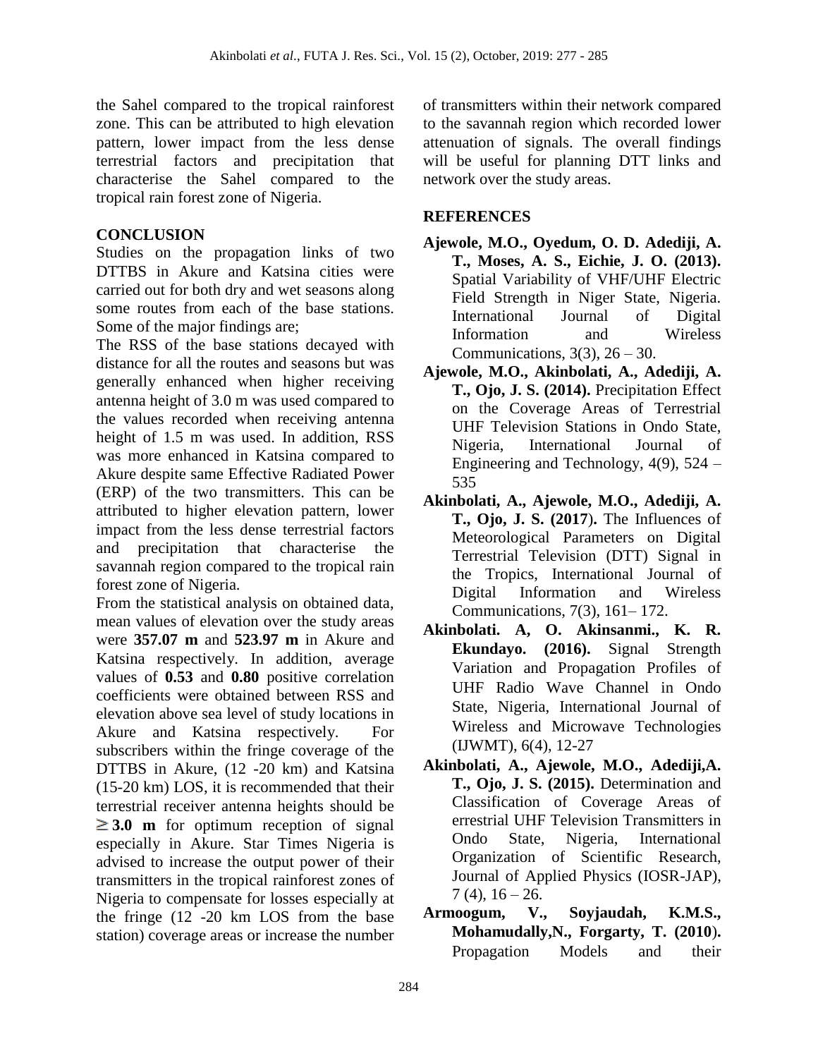the Sahel compared to the tropical rainforest zone. This can be attributed to high elevation pattern, lower impact from the less dense terrestrial factors and precipitation that characterise the Sahel compared to the tropical rain forest zone of Nigeria.

## CONCLUSION

Studies on the propagation links of two DTTBS in Akure and Katsina cities were carried out for both dry and wet seasons along some routes from each of the base stations. Some of the major findings are;

The RSS of the base stations decayed with distance for all the routes and seasons but was generally enhanced when higher receiving antenna height of 3.0 m was used compared to the values recorded when receiving antenna height of 1.5 m was used. In addition, RSS was more enhanced in Katsina compared to Akure despite same Effective Radiated Power (ERP) of the two transmitters. This can be attributed to higher elevation pattern, lower impact from the less dense terrestrial factors and precipitation that characterise the savannah region compared to the tropical rain forest zone of Nigeria.

From the statistical analysis on obtained data, mean values of elevation over the study areas were **357.07 m** and **523.97 m** in Akure and Katsina respectively. In addition, average values of **0.53** and **0.80** positive correlation coefficients were obtained between RSS and elevation above sea level of study locations in Akure and Katsina respectively. For subscribers within the fringe coverage of the DTTBS in Akure, (12 -20 km) and Katsina (15-20 km) LOS, it is recommended that their terrestrial receiver antenna heights should be **≥ 3.0 m** for optimum reception of signal especially in Akure. Star Times Nigeria is advised to increase the output power of their transmitters in the tropical rainforest zones of Nigeria to compensate for losses especially at the fringe (12 -20 km LOS from the base station) coverage areas or increase the number of transmitters within their network compared to the savannah region which recorded lower attenuation of signals. The overall findings will be useful for planning DTT links and network over the study areas.

## REFERENCES

**Ajewole, M.O., Oyedum, O. D. Adediji, A. T., Moses, A. S., Eichie, J. O. (2013).** Spatial Variability of VHF/UHF Electric Field Strength in Niger State, Nigeria. International Journal of Digital Information and Wireless Communications, 3(3), 26 – 30.

**Ajewole, M.O., Akinbolati, A., Adediji, A. T., Ojo, J. S. (2014).** Precipitation Effect on the Coverage Areas of Terrestrial UHF Television Stations in Ondo State, Nigeria, International Journal of Engineering and Technology, 4(9), 524 – 535

**Akinbolati, A., Ajewole, M.O., Adediji, A. T., Ojo, J. S. (2017).** The Influences of Meteorological Parameters on Digital Terrestrial Television (DTT) Signal in the Tropics, International Journal of Digital Information and Wireless Communications, 7(3), 161– 172.

**Akinbolati. A, O. Akinsanmi., K. R. Ekundayo. (2016).** Signal Strength Variation and Propagation Profiles of UHF Radio Wave Channel in Ondo State, Nigeria, International Journal of Wireless and Microwave Technologies (IJWMT), 6(4), 12-27

**Akinbolati, A., Ajewole, M.O., Adediji,A. T., Ojo, J. S. (2015).** Determination and Classification of Coverage Areas of errestrial UHF Television Transmitters in Ondo State, Nigeria, International Organization of Scientific Research, Journal of Applied Physics (IOSR-JAP), 7 (4), 16 – 26.

**Armoogum, V., Soyjaudah, K.M.S., Mohamudally,N., Forgarty, T. (2010).** Propagation Models and their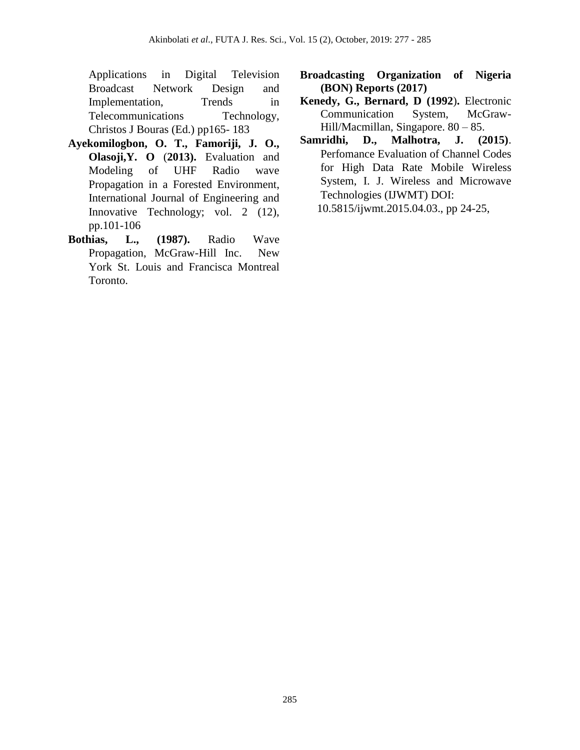Applications in Digital Television Broadcast Network Design and Implementation, Trends in Telecommunications Technology, Christos J Bouras (Ed.) pp165- 183

**Ayekomilogbon, O. T., Famoriji, J. O., Olasoji,Y. O** (**2013).** Evaluation and Modeling of UHF Radio wave Propagation in a Forested Environment, International Journal of Engineering and Innovative Technology; vol. 2 (12), pp.101-106

**Bothias, L., (1987).** Radio Wave Propagation, McGraw-Hill Inc. New York St. Louis and Francisca Montreal Toronto.

**Broadcasting Organization of Nigeria (BON) Reports (2017)**

**Kenedy, G., Bernard, D (1992).** Electronic Communication System, McGraw-Hill/Macmillan, Singapore. 80 – 85.

**Samridhi, D., Malhotra, J. (2015)**. Perfomance Evaluation of Channel Codes for High Data Rate Mobile Wireless System, I. J. Wireless and Microwave Technologies (IJWMT) DOI: 10.5815/ijwmt.2015.04.03., pp 24-25,